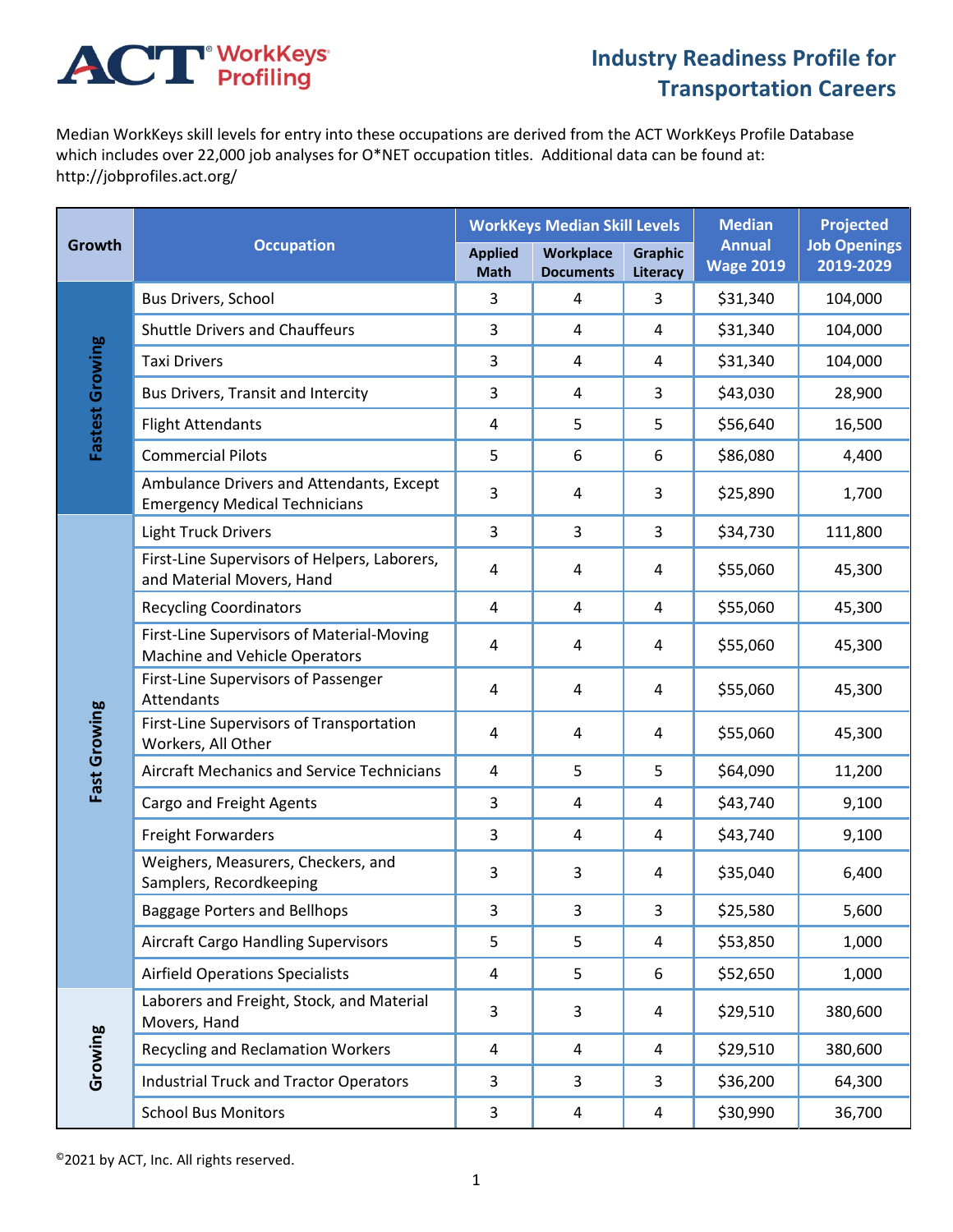ACT WorkKeys Profiling

# Industry Readiness Profile for Transportation Careers

Median WorkKeys skill levels for entry into these occupations are derived from the ACT WorkKeys Profile Database which includes over 22,000 job analyses for O*NET occupation titles. Additional data can be found at: http://jobprofiles.act.org/

| Growth | Occupation | WorkKeys Median Skill Levels | | | Median Annual Wage 2019 | Projected Job Openings 2019-2029 |
|---|---|---|---|---|---|---|
| | | Applied Math | Workplace Documents | Graphic Literacy | | |
| Fastest Growing | Bus Drivers, School | 3 | 4 | 3 | $31,340 | 104,000 |
| Fastest Growing | Shuttle Drivers and Chauffeurs | 3 | 4 | 4 | $31,340 | 104,000 |
| Fastest Growing | Taxi Drivers | 3 | 4 | 4 | $31,340 | 104,000 |
| Fastest Growing | Bus Drivers, Transit and Intercity | 3 | 4 | 3 | $43,030 | 28,900 |
| Fastest Growing | Flight Attendants | 4 | 5 | 5 | $56,640 | 16,500 |
| Fastest Growing | Commercial Pilots | 5 | 6 | 6 | $86,080 | 4,400 |
| Fastest Growing | Ambulance Drivers and Attendants, Except Emergency Medical Technicians | 3 | 4 | 3 | $25,890 | 1,700 |
| Fast Growing | Light Truck Drivers | 3 | 3 | 3 | $34,730 | 111,800 |
| Fast Growing | First-Line Supervisors of Helpers, Laborers, and Material Movers, Hand | 4 | 4 | 4 | $55,060 | 45,300 |
| Fast Growing | Recycling Coordinators | 4 | 4 | 4 | $55,060 | 45,300 |
| Fast Growing | First-Line Supervisors of Material-Moving Machine and Vehicle Operators | 4 | 4 | 4 | $55,060 | 45,300 |
| Fast Growing | First-Line Supervisors of Passenger Attendants | 4 | 4 | 4 | $55,060 | 45,300 |
| Fast Growing | First-Line Supervisors of Transportation Workers, All Other | 4 | 4 | 4 | $55,060 | 45,300 |
| Fast Growing | Aircraft Mechanics and Service Technicians | 4 | 5 | 5 | $64,090 | 11,200 |
| Fast Growing | Cargo and Freight Agents | 3 | 4 | 4 | $43,740 | 9,100 |
| Fast Growing | Freight Forwarders | 3 | 4 | 4 | $43,740 | 9,100 |
| Fast Growing | Weighers, Measurers, Checkers, and Samplers, Recordkeeping | 3 | 3 | 4 | $35,040 | 6,400 |
| Fast Growing | Baggage Porters and Bellhops | 3 | 3 | 3 | $25,580 | 5,600 |
| Fast Growing | Aircraft Cargo Handling Supervisors | 5 | 5 | 4 | $53,850 | 1,000 |
| Fast Growing | Airfield Operations Specialists | 4 | 5 | 6 | $52,650 | 1,000 |
| Growing | Laborers and Freight, Stock, and Material Movers, Hand | 3 | 3 | 4 | $29,510 | 380,600 |
| Growing | Recycling and Reclamation Workers | 4 | 4 | 4 | $29,510 | 380,600 |
| Growing | Industrial Truck and Tractor Operators | 3 | 3 | 3 | $36,200 | 64,300 |
| Growing | School Bus Monitors | 3 | 4 | 4 | $30,990 | 36,700 |

©2021 by ACT, Inc. All rights reserved.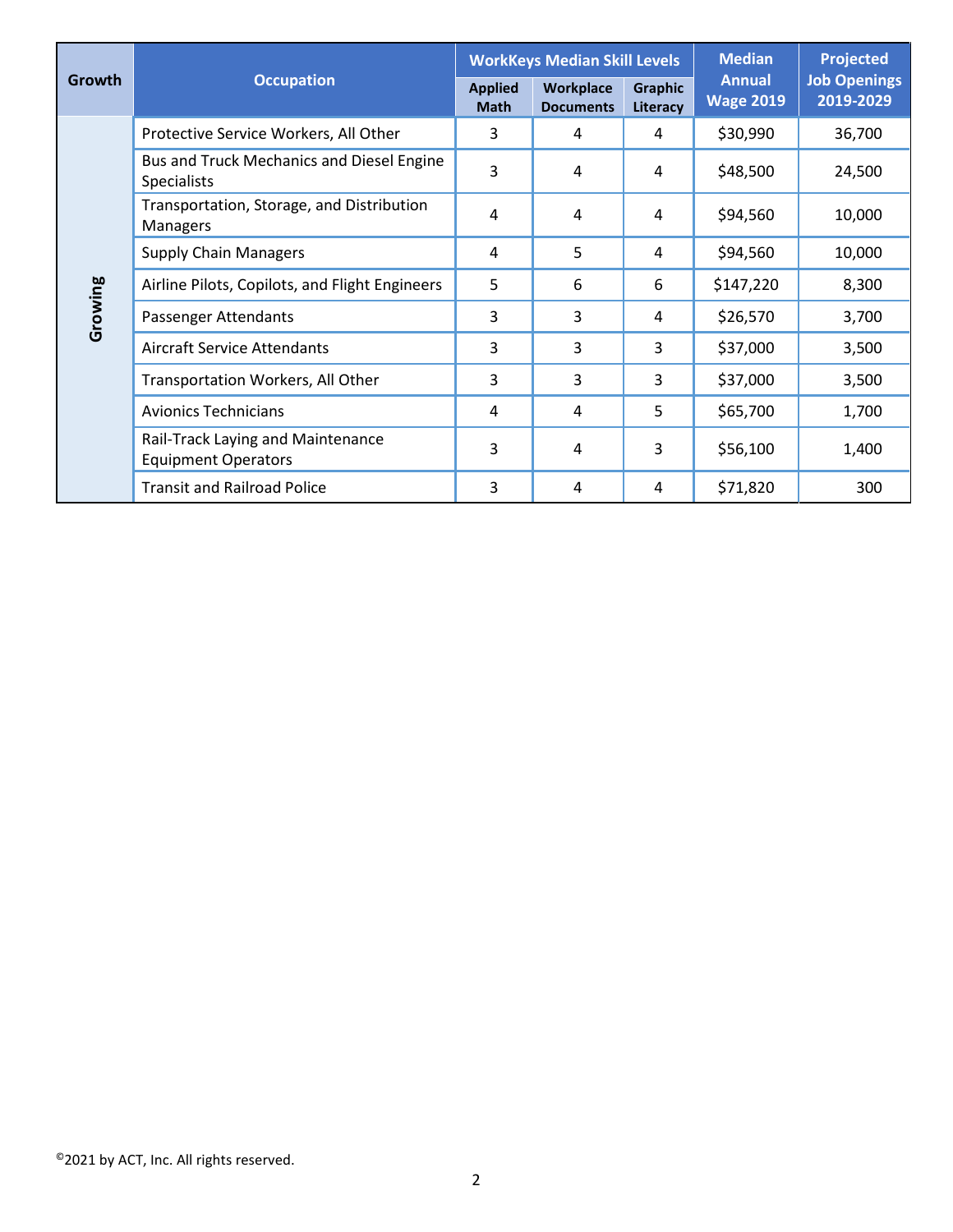| Growth | Occupation | WorkKeys Median Skill Levels | | | Median Annual Wage 2019 | Projected Job Openings 2019-2029 |
|---|---|---|---|---|---|---|
| | | Applied Math | Workplace Documents | Graphic Literacy | | |
| Growing | Protective Service Workers, All Other | 3 | 4 | 4 | $30,990 | 36,700 |
| | Bus and Truck Mechanics and Diesel Engine Specialists | 3 | 4 | 4 | $48,500 | 24,500 |
| | Transportation, Storage, and Distribution Managers | 4 | 4 | 4 | $94,560 | 10,000 |
| | Supply Chain Managers | 4 | 5 | 4 | $94,560 | 10,000 |
| | Airline Pilots, Copilots, and Flight Engineers | 5 | 6 | 6 | $147,220 | 8,300 |
| | Passenger Attendants | 3 | 3 | 4 | $26,570 | 3,700 |
| | Aircraft Service Attendants | 3 | 3 | 3 | $37,000 | 3,500 |
| | Transportation Workers, All Other | 3 | 3 | 3 | $37,000 | 3,500 |
| | Avionics Technicians | 4 | 4 | 5 | $65,700 | 1,700 |
| | Rail-Track Laying and Maintenance Equipment Operators | 3 | 4 | 3 | $56,100 | 1,400 |
| | Transit and Railroad Police | 3 | 4 | 4 | $71,820 | 300 |

©2021 by ACT, Inc. All rights reserved.